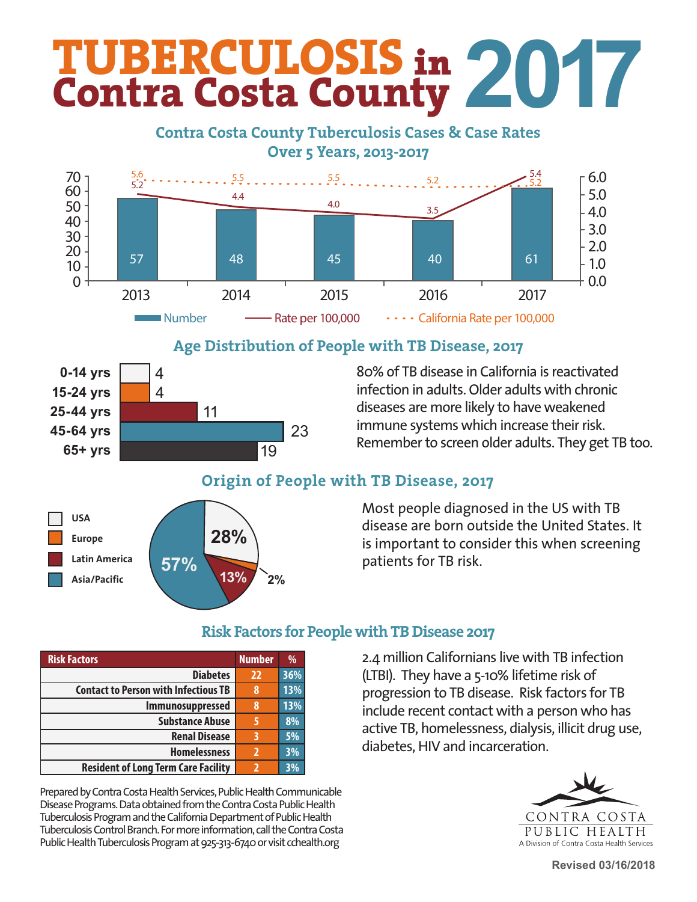# TUBERCULOSIS in Contra Costa County 2017

## Contra Costa County Tuberculosis Cases & Case Rates Over 5 Years, 2013-2017

| Year | Number | Rate per 100,000 | California Rate per 100,000 |
|---|---|---|---|
| 2013 | 57 | 5.2 | 5.6 |
| 2014 | 48 | 4.4 | 5.5 |
| 2015 | 45 | 4.0 | 5.5 |
| 2016 | 40 | 3.5 | 5.2 |
| 2017 | 61 | 5.4 | 5.2 |

## Age Distribution of People with TB Disease, 2017

| Age | Number |
|---|---|
| 0-14 yrs | 4 |
| 15-24 yrs | 4 |
| 25-44 yrs | 11 |
| 45-64 yrs | 23 |
| 65+ yrs | 19 |

80% of TB disease in California is reactivated infection in adults. Older adults with chronic diseases are more likely to have weakened immune systems which increase their risk. Remember to screen older adults. They get TB too.

## Origin of People with TB Disease, 2017

| Origin | % |
|---|---|
| USA | 28% |
| Europe | 2% |
| Latin America | 13% |
| Asia/Pacific | 57% |

Most people diagnosed in the US with TB disease are born outside the United States. It is important to consider this when screening patients for TB risk.

## Risk Factors for People with TB Disease 2017

| Risk Factors | Number | % |
|---|---|---|
| Diabetes | 22 | 36% |
| Contact to Person with Infectious TB | 8 | 13% |
| Immunosuppressed | 8 | 13% |
| Substance Abuse | 5 | 8% |
| Renal Disease | 3 | 5% |
| Homelessness | 2 | 3% |
| Resident of Long Term Care Facility | 2 | 3% |

2.4 million Californians live with TB infection (LTBI). They have a 5-10% lifetime risk of progression to TB disease. Risk factors for TB include recent contact with a person who has active TB, homelessness, dialysis, illicit drug use, diabetes, HIV and incarceration.

Prepared by Contra Costa Health Services, Public Health Communicable Disease Programs. Data obtained from the Contra Costa Public Health Tuberculosis Program and the California Department of Public Health Tuberculosis Control Branch. For more information, call the Contra Costa Public Health Tuberculosis Program at 925-313-6740 or visit cchealth.org

CONTRA COSTA PUBLIC HEALTH
A Division of Contra Costa Health Services

Revised 03/16/2018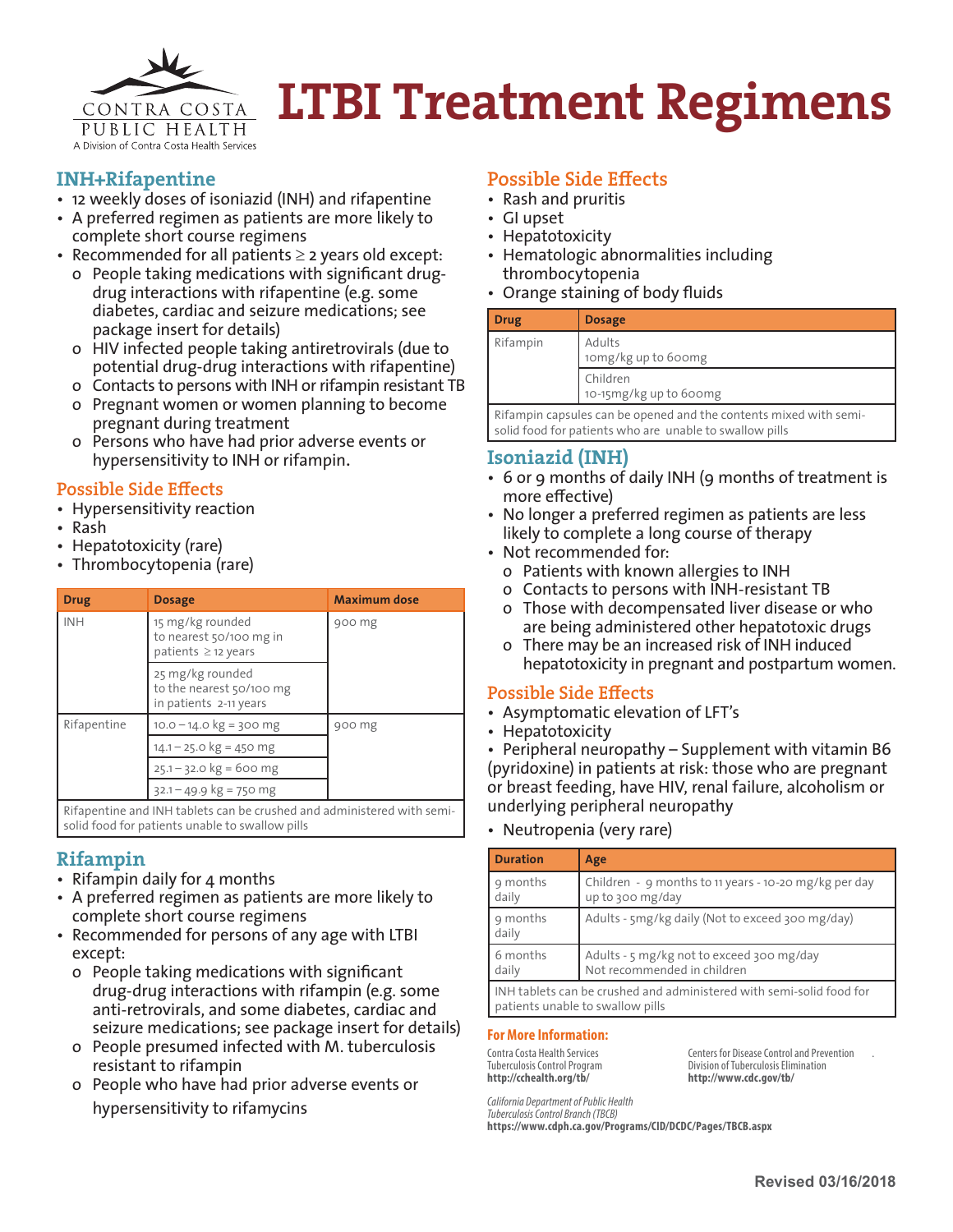# LTBI Treatment Regimens

## INH+Rifapentine

- 12 weekly doses of isoniazid (INH) and rifapentine
- A preferred regimen as patients are more likely to complete short course regimens
- Recommended for all patients ≥ 2 years old except:
  - o People taking medications with significant drug-drug interactions with rifapentine (e.g. some diabetes, cardiac and seizure medications; see package insert for details)
  - o HIV infected people taking antiretrovirals (due to potential drug-drug interactions with rifapentine)
  - o Contacts to persons with INH or rifampin resistant TB
  - o Pregnant women or women planning to become pregnant during treatment
  - o Persons who have had prior adverse events or hypersensitivity to INH or rifampin.

### Possible Side Effects

- Hypersensitivity reaction
- Rash
- Hepatotoxicity (rare)
- Thrombocytopenia (rare)

| Drug | Dosage | Maximum dose |
|---|---|---|
| INH | 15 mg/kg rounded to nearest 50/100 mg in patients ≥ 12 years | 900 mg |
| | 25 mg/kg rounded to the nearest 50/100 mg in patients 2-11 years | |
| Rifapentine | 10.0 – 14.0 kg = 300 mg | 900 mg |
| | 14.1 – 25.0 kg = 450 mg | |
| | 25.1 – 32.0 kg = 600 mg | |
| | 32.1 – 49.9 kg = 750 mg | |
| Rifapentine and INH tablets can be crushed and administered with semi-solid food for patients unable to swallow pills | | |

## Rifampin

- Rifampin daily for 4 months
- A preferred regimen as patients are more likely to complete short course regimens
- Recommended for persons of any age with LTBI except:
  - o People taking medications with significant drug-drug interactions with rifampin (e.g. some anti-retrovirals, and some diabetes, cardiac and seizure medications; see package insert for details)
  - o People presumed infected with M. tuberculosis resistant to rifampin
  - o People who have had prior adverse events or hypersensitivity to rifamycins

### Possible Side Effects

- Rash and pruritis
- GI upset
- Hepatotoxicity
- Hematologic abnormalities including thrombocytopenia
- Orange staining of body fluids

| Drug | Dosage |
|---|---|
| Rifampin | Adults 10mg/kg up to 600mg |
| | Children 10-15mg/kg up to 600mg |
| Rifampin capsules can be opened and the contents mixed with semi-solid food for patients who are unable to swallow pills | |

## Isoniazid (INH)

- 6 or 9 months of daily INH (9 months of treatment is more effective)
- No longer a preferred regimen as patients are less likely to complete a long course of therapy
- Not recommended for:
  - o Patients with known allergies to INH
  - o Contacts to persons with INH-resistant TB
  - o Those with decompensated liver disease or who are being administered other hepatotoxic drugs
  - o There may be an increased risk of INH induced hepatotoxicity in pregnant and postpartum women.

### Possible Side Effects

- Asymptomatic elevation of LFT's
- Hepatotoxicity
- Peripheral neuropathy – Supplement with vitamin B6 (pyridoxine) in patients at risk: those who are pregnant or breast feeding, have HIV, renal failure, alcoholism or underlying peripheral neuropathy
- Neutropenia (very rare)

| Duration | Age |
|---|---|
| 9 months daily | Children - 9 months to 11 years - 10-20 mg/kg per day up to 300 mg/day |
| 9 months daily | Adults - 5mg/kg daily (Not to exceed 300 mg/day) |
| 6 months daily | Adults - 5 mg/kg not to exceed 300 mg/day Not recommended in children |
| INH tablets can be crushed and administered with semi-solid food for patients unable to swallow pills | |

**For More Information:**

Contra Costa Health Services
Tuberculosis Control Program
**http://cchealth.org/tb/**

Centers for Disease Control and Prevention
Division of Tuberculosis Elimination
**http://www.cdc.gov/tb/**

*California Department of Public Health*
*Tuberculosis Control Branch (TBCB)*
**https://www.cdph.ca.gov/Programs/CID/DCDC/Pages/TBCB.aspx**

Revised 03/16/2018